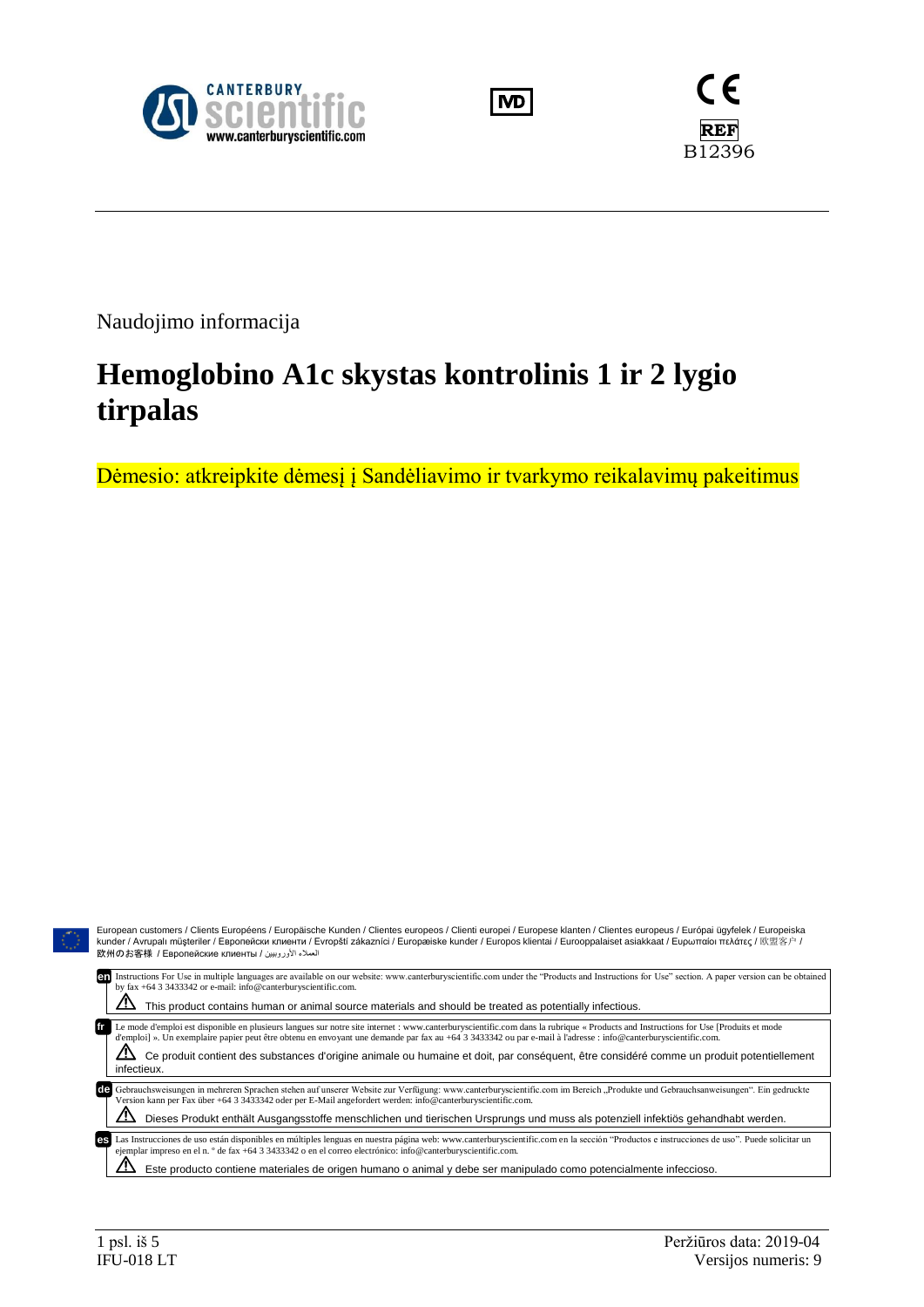CANTERBURY scientific
www.canterburyscientific.com

IVD

CE

**REF** B12396

Naudojimo informacija

# Hemoglobino A1c skystas kontrolinis 1 ir 2 lygio tirpalas

Dėmesio: atkreipkite dėmesį į Sandėliavimo ir tvarkymo reikalavimų pakeitimus

European customers / Clients Européens / Europäische Kunden / Clientes europeos / Clienti europei / Europese klanten / Clientes europeus / Európai ügyfelek / Europeiska kunder / Avrupalı müşteriler / Европейски клиенти / Evropští zákazníci / Europæiske kunder / Europos klientai / Eurooppalaiset asiakkaat / Ευρωπαίοι πελάτες / 欧盟客户 / 欧州のお客様 / Европейские клиенты / العملاء الأوروبيين

**en** Instructions For Use in multiple languages are available on our website: www.canterburyscientific.com under the "Products and Instructions for Use" section. A paper version can be obtained by fax +64 3 3433342 or e-mail: info@canterburyscientific.com.

⚠ This product contains human or animal source materials and should be treated as potentially infectious.

**fr** Le mode d'emploi est disponible en plusieurs langues sur notre site internet : www.canterburyscientific.com dans la rubrique « Products and Instructions for Use [Produits et mode d'emploi] ». Un exemplaire papier peut être obtenu en envoyant une demande par fax au +64 3 3433342 ou par e-mail à l'adresse : info@canterburyscientific.com.

⚠ Ce produit contient des substances d'origine animale ou humaine et doit, par conséquent, être considéré comme un produit potentiellement infectieux.

**de** Gebrauchsweisungen in mehreren Sprachen stehen auf unserer Website zur Verfügung: www.canterburyscientific.com im Bereich „Produkte und Gebrauchsanweisungen". Ein gedruckte Version kann per Fax über +64 3 3433342 oder per E-Mail angefordert werden: info@canterburyscientific.com.

⚠ Dieses Produkt enthält Ausgangsstoffe menschlichen und tierischen Ursprungs und muss als potenziell infektiös gehandhabt werden.

**es** Las Instrucciones de uso están disponibles en múltiples lenguas en nuestra página web: www.canterburyscientific.com en la sección "Productos e instrucciones de uso". Puede solicitar un ejemplar impreso en el n. º de fax +64 3 3433342 o en el correo electrónico: info@canterburyscientific.com.

⚠ Este producto contiene materiales de origen humano o animal y debe ser manipulado como potencialmente infeccioso.

IFU-018 LT

Peržiūros data: 2019-04
Versijos numeris: 9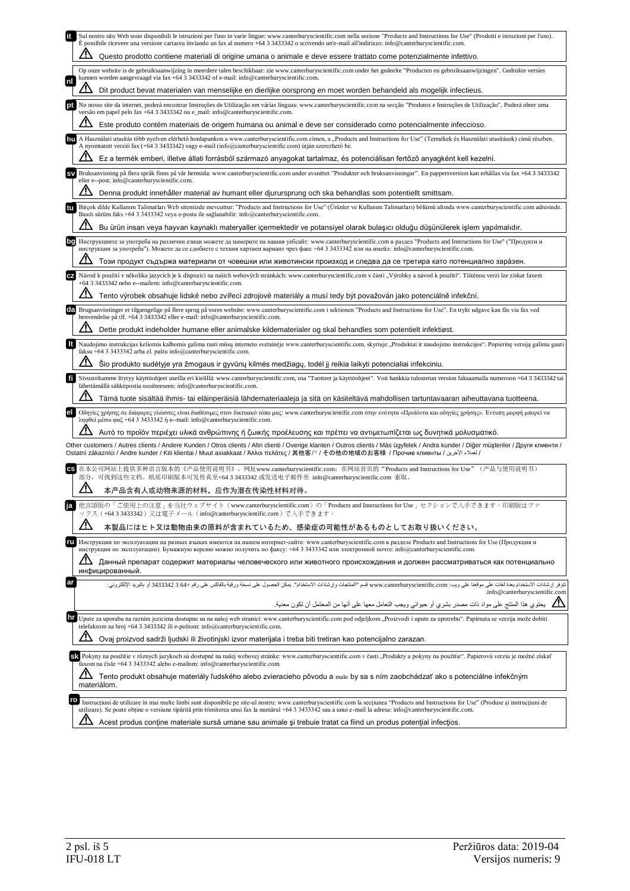**it** Sul nostro sito Web sono disponibili le istruzioni per l'uso in varie lingue: www.canterburyscientific.com nella sezione "Products and Instructions for Use" (Prodotti e istruzioni per l'uso). È possibile ricevere una versione cartacea inviando un fax al numero +64 3 3433342 o scrivendo un'e-mail all'indirizzo: info@canterburyscientific.com.

⚠ Questo prodotto contiene materiali di origine umana o animale e deve essere trattato come potenzialmente infettivo.

**nl** Op onze website is de gebruiksaanwijzing in meerdere talen beschikbaar: zie www.canterburyscientific.com onder het gedeelte "Producten en gebruiksaanwijzingen". Gedrukte versies kunnen worden aangevraagd via fax +64 3 3433342 of e-mail: info@canterburyscientific.com.

⚠ Dit product bevat materialen van menselijke en dierlijke oorsprong en moet worden behandeld als mogelijk infectieus.

**pt** No nosso site da internet, poderá encontrar Instruções de Utilização em várias línguas: www.canterburyscientific.com na secção "Produtos e Instruções de Utilização". Poderá obter uma versão em papel pelo fax +64 3 3433342 ou e_mail: info@canterburyscientific.com.

⚠ Este produto contém materiais de origem humana ou animal e deve ser considerado como potencialmente infeccioso.

**hu** A Használati utasítás több nyelven elérhető honlapunkon a www.canterburyscientific.com címen, a „Products and Instructions for Use" (Termékek és Használati utasítások) című részben. A nyomtatott verzió fax (+64 3 3433342) vagy e-mail (info@canterburyscientific.com) útján szerezhető be.

⚠ Ez a termék emberi, illetve állati forrásból származó anyagokat tartalmaz, és potenciálisan fertőző anyagként kell kezelni.

**sv** Bruksanvisning på flera språk finns på vår hemsida: www.canterburyscientific.com under avsnittet "Produkter och bruksanvisningar". En pappersversion kan erhållas via fax +64 3 3433342 eller e--post: info@canterburyscientific.com.

⚠ Denna produkt innehåller material av humant eller djurursprung och ska behandlas som potentiellt smittsam.

**tu** Birçok dilde Kullanım Talimatları Web sitemizde mevcuttur: "Products and Instructions for Use" (Ürünler ve Kullanım Talimatları) bölümü altında www.canterburyscientific.com adresinde. Basılı sürüm faks +64 3 3433342 veya e-posta ile sağlanabilir: info@canterburyscientific.com.

⚠ Bu ürün insan veya hayvan kaynaklı materyaller içermektedir ve potansiyel olarak bulaşıcı olduğu düşünülerek işlem yapılmalıdır.

**bg** Инструкциите за употреба на различни езици можете да намерите на нашия уебсайт: www.canterburyscientific.com в раздел "Products and Instructions for Use" ("Продукти и инструкции за употреба"). Можете да се сдобиете с техния хартиен вариант чрез факс +64 3 3433342 или на имейл: info@canterburyscientific.com.

⚠ Този продукт съдържа материали от човешки или животински произход и следва да се третира като потенциално зарàзен.

**cz** Návod k použití v několika jazycích je k dispozici na našich webových stránkách: www.canterburyscientific.com v části „Výrobky a návod k použití". Tištěnou verzi lze získat faxem +64 3 3433342 nebo e--mailem: info@canterburyscientific.com.

⚠ Tento výrobek obsahuje lidské nebo zvířecí zdrojové materiály a musí tedy být považován jako potenciálně infekční.

**da** Brugsanvisninger er tilgængelige på flere sprog på vores website: www.canterburyscientific.com i sektionen "Products and Instructions for Use". En trykt udgave kan fås via fax ved henvendelse på tlf. +64 3 3433342 eller e-mail: info@canterburyscientific.com.

⚠ Dette produkt indeholder humane eller animalske kildematerialer og skal behandles som potentielt infektiøst.

**lt** Naudojimo instrukcijas keliomis kalbomis galima rasti mūsų interneto svetainėje www.canterburyscientific.com, skyriuje „Produktai ir naudojimo instrukcijos". Popierinę versiją galima gauti faksu +64 3 3433342 arba el. paštu info@canterburyscientific.com.

⚠ Šio produkto sudėtyje yra žmogaus ir gyvūnų kilmės medžiagų, todėl jį reikia laikyti potencialiai infekciniu.

**fi** Sivustoltamme löytyy käyttöohjeet useilla eri kielillä: www.canterburyscientific.com, osa "Tuotteet ja käyttöohjeet". Voit hankkia tulostetun version faksaamalla numeroon +64 3 3433342 tai lähettämällä sähköpostia osoitteeseen: info@canterburyscientific.com.

⚠ Tämä tuote sisältää ihmis- tai eläinperäisiä lähdemateriaaleja ja sitä on käsiteltävä mahdollisen tartuntavaaran aiheuttavana tuotteena.

**el** Οδηγίες χρήσης σε διάφορες γλώσσες είναι διαθέσιμες στον δικτυακό τόπο μας: www.canterburyscientific.com στην ενότητα «Προϊόντα και οδηγίες χρήσης». Έντυπη μορφή μπορεί να ληφθεί μέσω φαξ +64 3 3433342 ή e--mail: info@canterburyscientific.com.

⚠ Αυτό το προϊόν περιέχει υλικά ανθρώπινης ή ζωικής προέλευσης και πρέπει να αντιμετωπίζεται ως δυνητικά μολυσματικό.

Other customers / Autres clients / Andere Kunden / Otros clients / Altri clienti / Overige klanten / Outros clientes / Más ügyfelek / Andra kunder / Diğer müşteriler / Други клиенти / Ostatní zákazníci / Andre kunder / Kiti klientai / Muut asiakkaat / Άλλοι πελάτες / 其他客户 / その他の地域のお客様 / Прочие клиенты / لعملاء الآخرين /

**cs** 在本公司网站上提供多种语言版本的《产品使用说明书》，网址www.canterburyscientific.com；在网站首页的"Products and Instructions for Use"（产品与使用说明书）部分，可找到这些文档。纸质印刷版本可发传真至+64 3 3433342 或发送电子邮件至 info@canterburyscientific.com 索取。

⚠ 本产品含有人或动物来源的材料，应作为潜在传染性材料对待。

**ja** 他言語版の「ご使用上の注意」を当社ウェブサイト（www.canterburyscientific.com）の「Products and Instructions for Use」セクションで入手できます。印刷版はファックス（+64 3 3433342）又は電子メール（info@canterburyscientific.com）で入手できます。

⚠ 本製品にはヒト又は動物由来の原料が含まれているため、感染症の可能性があるものとしてお取り扱いください。

**ru** Инструкции по эксплуатации на разных языках имеются на нашем интернет-сайте: www.canterburyscientific.com в разделе Products and Instructions for Use (Продукция и инструкции по эксплуатации). Бумажную версию можно получить по факсу: +64 3 3433342 или электронной почте: info@canterburyscientific.com.

⚠ Данный препарат содержит материалы человеческого или животного происхождения и должен рассматриваться как потенциально инфицированный.

**ar** تتوفر إرشادات الاستخدام بعدة لغات على موقعنا على ويب: www.canterburyscientific.com قسم "المنتجات وإرشادات الاستخدام". يمكن الحصول على نسخة ورقية بالفاكس على رقم +64 3 3433342 أو بالبريد الإلكتروني: info@canterburyscientific.com.

⚠ يحتوي هذا المنتج على مواد ذات مصدر بشري أو حيواني ويجب التعامل معها على أنها من المحتمل أن تكون معدية.

**hr** Upute za uporabu na raznim jezicima dostupne su na našoj web stranici: www.canterburyscientific.com pod odjeljkom „Proizvodi i upute za upotrebu". Papirnata se verzija može dobiti telefaksom na broj +64 3 3433342 ili e-poštom: info@canterburyscientific.com.

⚠ Ovaj proizvod sadrži ljudski ili životinjski izvor materijala i treba biti tretiran kao potencijalno zarazan.

**sk** Pokyny na použitie v rôznych jazykoch sú dostupné na našej webovej stránke: www.canterburyscientific.com v časti „Produkty a pokyny na použitie". Papierovú verziu je možné získať faxom na čísle +64 3 3433342 alebo e-mailom: info@canterburyscientific.com.

⚠ Tento produkt obsahuje materiály ľudského alebo zvieracieho pôvodu a malo by sa s ním zaobchádzať ako s potenciálne infekčným materiálom.

**ro** Instrucţiuni de utilizare în mai multe limbi sunt disponibile pe site-ul nostru: www.canterburyscientific.com la secţiunea "Products and Instructions for Use" (Produse şi instrucţiuni de utilizare). Se poate obţine o versiune tipărită prin trimiterea unui fax la numărul +64 3 3433342 sau a unui e-mail la adresa: info@canterburyscientific.com.

⚠ Acest produs conţine materiale sursă umane sau animale şi trebuie tratat ca fiind un produs potenţial infecţios.

IFU-018 LT

Peržiūros data: 2019-04
Versijos numeris: 9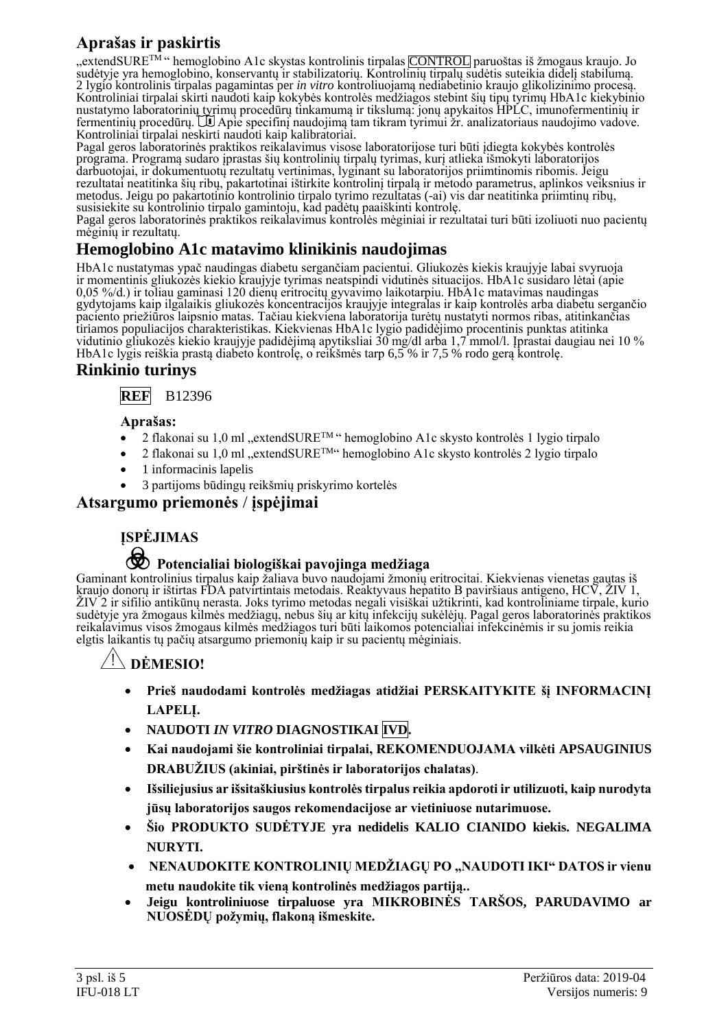## Aprašas ir paskirtis

„extendSURE™" hemoglobino A1c skystas kontrolinis tirpalas CONTROL paruoštas iš žmogaus kraujo. Jo sudėtyje yra hemoglobino, konservantų ir stabilizatorių. Kontrolinių tirpalų sudėtis suteikia didelį stabilumą. 2 lygio kontrolinis tirpalas pagamintas per *in vitro* kontroliuojamą nediabetinio kraujo glikolizinimo procesą. Kontroliniai tirpalai skirti naudoti kaip kokybės kontrolės medžiagos stebint šių tipų tyrimų HbA1c kiekybinio nustatymo laboratorinių tyrimų procedūrų tinkamumą ir tikslumą: jonų apykaitos HPLC, imunofermentinių ir fermentinių procedūrų. Apie specifinį naudojimą tam tikram tyrimui žr. analizatoriaus naudojimo vadove. Kontroliniai tirpalai neskirti naudoti kaip kalibratoriai.

Pagal geros laboratorinės praktikos reikalavimus visose laboratorijose turi būti įdiegta kokybės kontrolės programa. Programą sudaro įprastas šių kontrolinių tirpalų tyrimas, kurį atlieka išmokyti laboratorijos darbuotojai, ir dokumentuotų rezultatų vertinimas, lyginant su laboratorijos priimtinomis ribomis. Jeigu rezultatai neatitinka šių ribų, pakartotinai ištirkite kontrolinį tirpalą ir metodo parametrus, aplinkos veiksnius ir metodus. Jeigu po pakartotinio kontrolinio tirpalo tyrimo rezultatas (-ai) vis dar neatitinka priimtinų ribų, susisiekite su kontrolinio tirpalo gamintoju, kad padėtų paaiškinti kontrolę.

Pagal geros laboratorinės praktikos reikalavimus kontrolės mėginiai ir rezultatai turi būti izoliuoti nuo pacientų mėginių ir rezultatų.

## Hemoglobino A1c matavimo klinikinis naudojimas

HbA1c nustatymas ypač naudingas diabetu sergančiam pacientui. Gliukozės kiekis kraujyje labai svyruoja ir momentinis gliukozės kiekio kraujyje tyrimas neatspindi vidutinės situacijos. HbA1c susidaro lėtai (apie 0,05 %/d.) ir toliau gaminasi 120 dienų eritrocitų gyvavimo laikotarpiu. HbA1c matavimas naudingas gydytojams kaip ilgalaikis gliukozės koncentracijos kraujyje integralas ir kaip kontrolės arba diabetu sergančio paciento priežiūros laipsnio matas. Tačiau kiekviena laboratorija turėtų nustatyti normos ribas, atitinkančias tiriamos populiacijos charakteristikas. Kiekvienas HbA1c lygio padidėjimo procentinis punktas atitinka vidutinio gliukozės kiekio kraujyje padidėjimą apytiksliai 30 mg/dl arba 1,7 mmol/l. Įprastai daugiau nei 10 % HbA1c lygis reiškia prastą diabeto kontrolę, o reikšmės tarp 6,5 % ir 7,5 % rodo gerą kontrolę.

## Rinkinio turinys

**REF** B12396

**Aprašas:**

- 2 flakonai su 1,0 ml „extendSURE™" hemoglobino A1c skysto kontrolės 1 lygio tirpalo
- 2 flakonai su 1,0 ml „extendSURE™" hemoglobino A1c skysto kontrolės 2 lygio tirpalo
- 1 informacinis lapelis
- 3 partijoms būdingų reikšmių priskyrimo kortelės

## Atsargumo priemonės / įspėjimai

**ĮSPĖJIMAS**

**Potencialiai biologiškai pavojinga medžiaga**

Gaminant kontrolinius tirpalus kaip žaliava buvo naudojami žmonių eritrocitai. Kiekvienas vienetas gautas iš kraujo donorų ir ištirtas FDA patvirtintais metodais. Reaktyvaus hepatito B paviršiaus antigeno, HCV, ŽIV 1, ŽIV 2 ir sifilio antikūnų nerasta. Joks tyrimo metodas negali visiškai užtikrinti, kad kontroliniame tirpale, kurio sudėtyje yra žmogaus kilmės medžiagų, nebus šių ar kitų infekcijų sukėlėjų. Pagal geros laboratorinės praktikos reikalavimus visos žmogaus kilmės medžiagos turi būti laikomos potencialiai infekcinėmis ir su jomis reikia elgtis laikantis tų pačių atsargumo priemonių kaip ir su pacientų mėginiais.

**DĖMESIO!**

- **Prieš naudodami kontrolės medžiagas atidžiai PERSKAITYKITE šį INFORMACINĮ LAPELĮ.**
- **NAUDOTI *IN VITRO* DIAGNOSTIKAI IVD.**
- **Kai naudojami šie kontroliniai tirpalai, REKOMENDUOJAMA vilkėti APSAUGINIUS DRABUŽIUS (akiniai, pirštinės ir laboratorijos chalatas)**.
- **Išsiliejusius ar išsitaškiusius kontrolės tirpalus reikia apdoroti ir utilizuoti, kaip nurodyta jūsų laboratorijos saugos rekomendacijose ar vietiniuose nutarimuose.**
- **Šio PRODUKTO SUDĖTYJE yra nedidelis KALIO CIANIDO kiekis. NEGALIMA NURYTI.**
- **NENAUDOKITE KONTROLINIŲ MEDŽIAGŲ PO „NAUDOTI IKI" DATOS ir vienu metu naudokite tik vieną kontrolinės medžiagos partiją..**
- **Jeigu kontroliniuose tirpaluose yra MIKROBINĖS TARŠOS, PARUDAVIMO ar NUOSĖDŲ požymių, flakoną išmeskite.**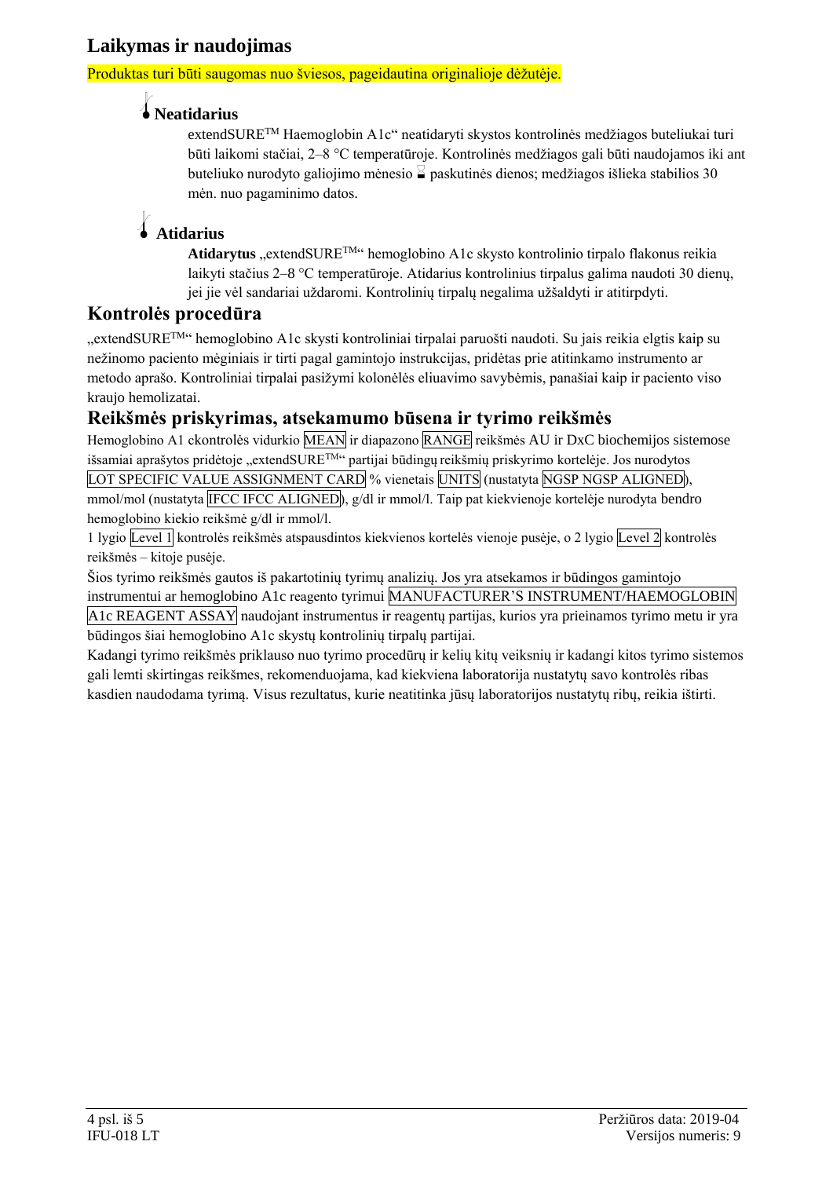## Laikymas ir naudojimas

Produktas turi būti saugomas nuo šviesos, pageidautina originalioje dėžutėje.

### Neatidarius

extendSURE$^{TM}$ Haemoglobin A1c" neatidaryti skystos kontrolinės medžiagos buteliukai turi būti laikomi stačiai, 2–8 °C temperatūroje. Kontrolinės medžiagos gali būti naudojamos iki ant buteliuko nurodyto galiojimo mėnesio paskutinės dienos; medžiagos išlieka stabilios 30 mėn. nuo pagaminimo datos.

### Atidarius

**Atidarytus** „extendSURE$^{TM}$" hemoglobino A1c skysto kontrolinio tirpalo flakonus reikia laikyti stačius 2–8 °C temperatūroje. Atidarius kontrolinius tirpalus galima naudoti 30 dienų, jei jie vėl sandariai uždaromi. Kontrolinių tirpalų negalima užšaldyti ir atitirpdyti.

## Kontrolės procedūra

„extendSURE$^{TM}$" hemoglobino A1c skysti kontroliniai tirpalai paruošti naudoti. Su jais reikia elgtis kaip su nežinomo paciento mėginiais ir tirti pagal gamintojo instrukcijas, pridėtas prie atitinkamo instrumento ar metodo aprašo. Kontroliniai tirpalai pasižymi kolonėlės eliuavimo savybėmis, panašiai kaip ir paciento viso kraujo hemolizatai.

## Reikšmės priskyrimas, atsekamumo būsena ir tyrimo reikšmės

Hemoglobino A1 ckontrolės vidurkio MEAN ir diapazono RANGE reikšmės AU ir DxC biochemijos sistemose išsamiai aprašytos pridėtoje „extendSURE$^{TM}$" partijai būdingų reikšmių priskyrimo kortelėje. Jos nurodytos LOT SPECIFIC VALUE ASSIGNMENT CARD % vienetais UNITS (nustatyta NGSP NGSP ALIGNED), mmol/mol (nustatyta IFCC IFCC ALIGNED), g/dl ir mmol/l. Taip pat kiekvienoje kortelėje nurodyta bendro hemoglobino kiekio reikšmė g/dl ir mmol/l.

1 lygio Level 1 kontrolės reikšmės atspausdintos kiekvienos kortelės vienoje pusėje, o 2 lygio Level 2 kontrolės reikšmės – kitoje pusėje.

Šios tyrimo reikšmės gautos iš pakartotinių tyrimų analizių. Jos yra atsekamos ir būdingos gamintojo instrumentui ar hemoglobino A1c reagento tyrimui MANUFACTURER'S INSTRUMENT/HAEMOGLOBIN A1c REAGENT ASSAY naudojant instrumentus ir reagentų partijas, kurios yra prieinamos tyrimo metu ir yra būdingos šiai hemoglobino A1c skystų kontrolinių tirpalų partijai.

Kadangi tyrimo reikšmės priklauso nuo tyrimo procedūrų ir kelių kitų veiksnių ir kadangi kitos tyrimo sistemos gali lemti skirtingas reikšmes, rekomenduojama, kad kiekviena laboratorija nustatytų savo kontrolės ribas kasdien naudodama tyrimą. Visus rezultatus, kurie neatitinka jūsų laboratorijos nustatytų ribų, reikia ištirti.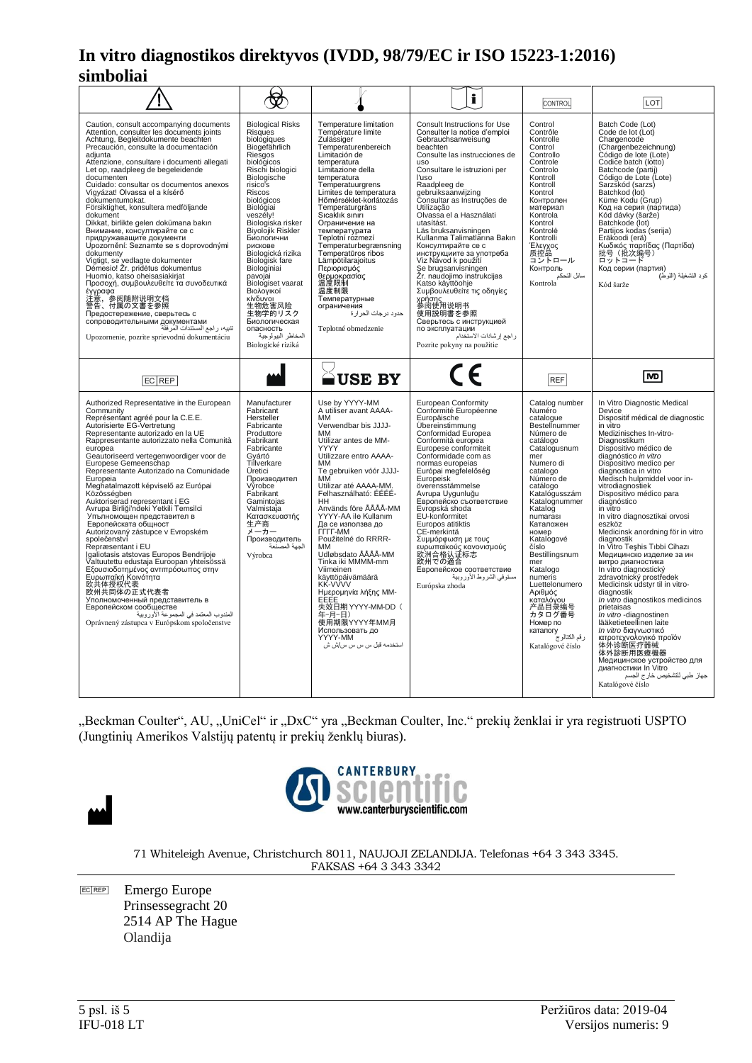# In vitro diagnostikos direktyvos (IVDD, 98/79/EC ir ISO 15223-1:2016) simboliai

| ⚠ | ☣ | 🌡 | i | CONTROL | LOT |
|---|---|---|---|---|---|
| Caution, consult accompanying documents<br>Attention, consulter les documents joints<br>Achtung, Begleitdokumente beachten<br>Precaución, consulte la documentación adjunta<br>Attenzione, consultare i documenti allegati<br>Let op, raadpleeg de begeleidende documenten<br>Cuidado: consultar os documentos anexos<br>Vigyázat! Olvassa el a kísérő dokumentumokat.<br>Försiktighet, konsultera medföljande dokument<br>Dikkat, birlikte gelen dokümana bakın<br>Внимание, консултирайте се с придружаващите документи<br>Upozornění: Seznamte se s doprovodnými dokumenty<br>Vigtigt, se vedlagte dokumenter<br>Dėmesio! Žr. pridėtus dokumentus<br>Huomio, katso oheisasiakirjat<br>Προσοχή, συμβουλευθείτε τα συνοδευτικά έγγραφα<br>注意，参阅随附说明文档<br>警告、付属の文書を参照<br>Предостережение, сверьтесь с сопроводительными документами<br>تنبيه، راجع المستندات المرفقة<br>Upozornenie, pozrite sprievodnú dokumentáciu | Biological Risks<br>Risques biologiques<br>Biogefährlich<br>Riesgos biológicos<br>Rischi biologici<br>Biologische risico's<br>Riscos biológicos<br>Biológiai veszély!<br>Biologiska risker<br>Biyolojik Riskler<br>Биологични рискове<br>Biologická rizika<br>Biologisk fare<br>Biologiniai pavojai<br>Biologiset vaarat<br>Βιολογικοί κίνδυνοι<br>生物危害风险<br>生物学的リスク<br>Биологическая опасность<br>المخاطر البيولوجية<br>Biologické riziká | Temperature limitation<br>Température limite<br>Zulässiger Temperaturenbereich<br>Limitación de temperatura<br>Limitazione della temperatura<br>Temperatuurgrens<br>Limites de temperatura<br>Hőmérséklet-korlátozás<br>Temperaturgräns<br>Sıcaklık sınırı<br>Ограничение на температурата<br>Teplotní rozmezí<br>Temperaturbegrænsning<br>Temperatūros ribos<br>Lämpötilarajoitus<br>Περιορισμός θερμοκρασίας<br>温度限制<br>温度制限<br>Температурные ограничения<br>حدود درجات الحرارة<br>Teplotné obmedzenie | Consult Instructions for Use<br>Consulter la notice d'emploi<br>Gebrauchsanweisung beachten<br>Consulte las instrucciones de uso<br>Consultare le istruzioni per l'uso<br>Raadpleeg de gebruiksaanwijzing<br>Consultar as Instruções de Utilização<br>Olvassa el a Használati utasítást.<br>Läs bruksanvisningen<br>Kullanma Talimatlarına Bakın<br>Консултирайте се с инструкциите за употреба<br>Viz Návod k použití<br>Se brugsanvisningen<br>Žr. naudojimo instrukcijas<br>Katso käyttöohje<br>Συμβουλευθείτε τις οδηγίες χρήσης<br>参阅使用说明书<br>使用説明書を参照<br>Сверьтесь с инструкцией по эксплуатации<br>راجع إرشادات الاستخدام<br>Pozrite pokyny na použitie | Control<br>Contrôle<br>Kontrolle<br>Control<br>Controllo<br>Controle<br>Controlo<br>Kontroll<br>Kontroll<br>Kontrol<br>Контролен материал<br>Kontrola<br>Kontrol<br>Kontrolė<br>Kontrolli<br>Έλεγχος<br>质控品<br>コントロール<br>Контроль<br>سائل التحكم<br>Kontrola | Batch Code (Lot)<br>Code de lot (Lot)<br>Chargencode (Chargenbezeichnung)<br>Código de lote (Lote)<br>Codice batch (lotto)<br>Batchcode (partij)<br>Código de Lote (Lote)<br>Sarzskód (sarzs)<br>Batchkod (lot)<br>Küme Kodu (Grup)<br>Код на серия (партида)<br>Kód dávky (šarže)<br>Batchkode (lot)<br>Partijos kodas (serija)<br>Eräkoodi (erä)<br>Κωδικός παρτίδας (Παρτίδα)<br>批号（批次编号）<br>ロットコード<br>Код серии (партия)<br>كود التشغيلة (اللوط)<br>Kód šarže |
| EC REP | 🏭 | USE BY | CE | REF | IVD |
| Authorized Representative in the European Community<br>Représentant agréé pour la C.E.E.<br>Autorisierte EG-Vertretung<br>Representante autorizado en la UE<br>Rappresentante autorizzato nella Comunità europea<br>Geautoriseerd vertegenwoordiger voor de Europese Gemeenschap<br>Representante Autorizado na Comunidade Europeia<br>Meghatalmazott képviselő az Európai Közösségben<br>Auktoriserad representant i EG<br>Avrupa Birliği'ndeki Yetkili Temsilci<br>Упълномощен представител в Европейската общност<br>Autorizovaný zástupce v Evropském společenství<br>Repræsentant i EU<br>Įgaliotasis atstovas Europos Bendrijoje<br>Valtuutettu edustaja Euroopan yhteisössä<br>Εξουσιοδοτημένος αντιπρόσωπος στην Ευρωπαϊκή Κοινότητα<br>欧共体授权代表<br>欧州共同体の正式代表者<br>Уполномоченный представитель в Европейском сообществе<br>المندوب المعتمد في المجموعة الأوروبية<br>Oprávnený zástupca v Európskom spoločenstve | Manufacturer<br>Fabricant<br>Hersteller<br>Fabricante<br>Produttore<br>Fabrikant<br>Fabricante<br>Gyártó<br>Tillverkare<br>Üretici<br>Производител<br>Výrobce<br>Fabrikant<br>Gamintojas<br>Valmistaja<br>Κατασκευαστής<br>生产商<br>メーカー<br>Производитель<br>الجهة المصنعة<br>Výrobca | Use by YYYY-MM<br>A utiliser avant AAAA-MM<br>Verwendbar bis JJJJ-MM<br>Utilizar antes de MM-YYYY<br>Utilizzare entro AAAA-MM<br>Te gebruiken vóór JJJJ-MM<br>Utilizar até AAAA-MM.<br>Felhasználható: ÉÉÉÉ-HH<br>Används före ÅÅÅÅ-MM<br>YYYY-AA ile Kullanım<br>Да се използва до ГГГГ-ММ<br>Použitelné do RRRR-MM<br>Udløbsdato ÅÅÅÅ-MM<br>Tinka iki MMMM-mm<br>Viimeinen käyttöpäivämäärä KK-VVVV<br>Ημερομηνία λήξης MM-EEEE<br>失效日期 YYYY-MM-DD（年-月-日）<br>使用期限YYYY年MM月<br>Использовать до YYYY-MM<br>استخدمه قبل س س س س/ش ش | European Conformity<br>Conformité Européenne<br>Europäische Übereinstimmung<br>Conformidad Europea<br>Conformità europea<br>Europese conformiteit<br>Conformidade com as normas europeias<br>Európai megfelelőség<br>Europeisk överensstämmelse<br>Avrupa Uygunluğu<br>Европейско съответствие<br>Evropská shoda<br>EU-konformitet<br>Europos atitiktis<br>CE-merkintä<br>Συμμόρφωση με τους ευρωπαϊκούς κανονισμούς<br>欧洲合格认证标志<br>欧州での適合<br>Европейское соответствие<br>مستوفي الشروط الأوروبية<br>Európska zhoda | Catalog number<br>Numéro catalogue<br>Bestellnummer<br>Número de catálogo<br>Numero di catalogo<br>Catalogusnummer<br>Número de catálogo<br>Katalógusszám<br>Katalognummer<br>Katalog numarası<br>Каталожен номер<br>Katalogové číslo<br>Bestillingsnummer<br>Katalogo numeris<br>Luettelonumero<br>Αριθμός καταλόγου<br>产品目录编号<br>カタログ番号<br>Номер по каталогу<br>رقم الكتالوج<br>Katalógové číslo | In Vitro Diagnostic Medical Device<br>Dispositif médical de diagnostic in vitro<br>Medizinisches In-vitro-Diagnostikum<br>Dispositivo médico de diagnóstico *in vitro*<br>Dispositivo medico per diagnostica in vitro<br>Medisch hulpmiddel voor in-vitrodiagnostiek<br>Dispositivo médico para diagnóstico in vitro<br>In vitro diagnosztikai orvosi eszköz<br>Medicinsk anordning för in vitro diagnostik<br>In Vitro Teşhis Tıbbi Cihazı<br>Медицинско изделие за ин витро диагностика<br>In vitro diagnostický zdravotnický prostředek<br>Medicinsk udstyr til in vitro-diagnostik<br>*In vitro* diagnostikos medicinos prietaisas<br>*In vitro* -diagnostinen lääketieteellinen laite<br>*In vitro* διαγνωστικό ιατροτεχνολογικό προϊόν<br>体外诊断医疗器械<br>体外診断用医療機器<br>Медицинское устройство для диагностики In Vitro<br>جهاز طبي للتشخيص خارج الجسم<br>Katalógové číslo |

„Beckman Coulter", AU, „UniCel" ir „DxC" yra „Beckman Coulter, Inc." prekių ženklai ir yra registruoti USPTO (Jungtinių Amerikos Valstijų patentų ir prekių ženklų biuras).

CANTERBURY scientific
www.canterburyscientific.com

71 Whiteleigh Avenue, Christchurch 8011, NAUJOJI ZELANDIJA. Telefonas +64 3 343 3345. FAKSAS +64 3 343 3342

EC REP Emergo Europe
Prinsessegracht 20
2514 AP The Hague
Olandija

IFU-018 LT

Peržiūros data: 2019-04
Versijos numeris: 9